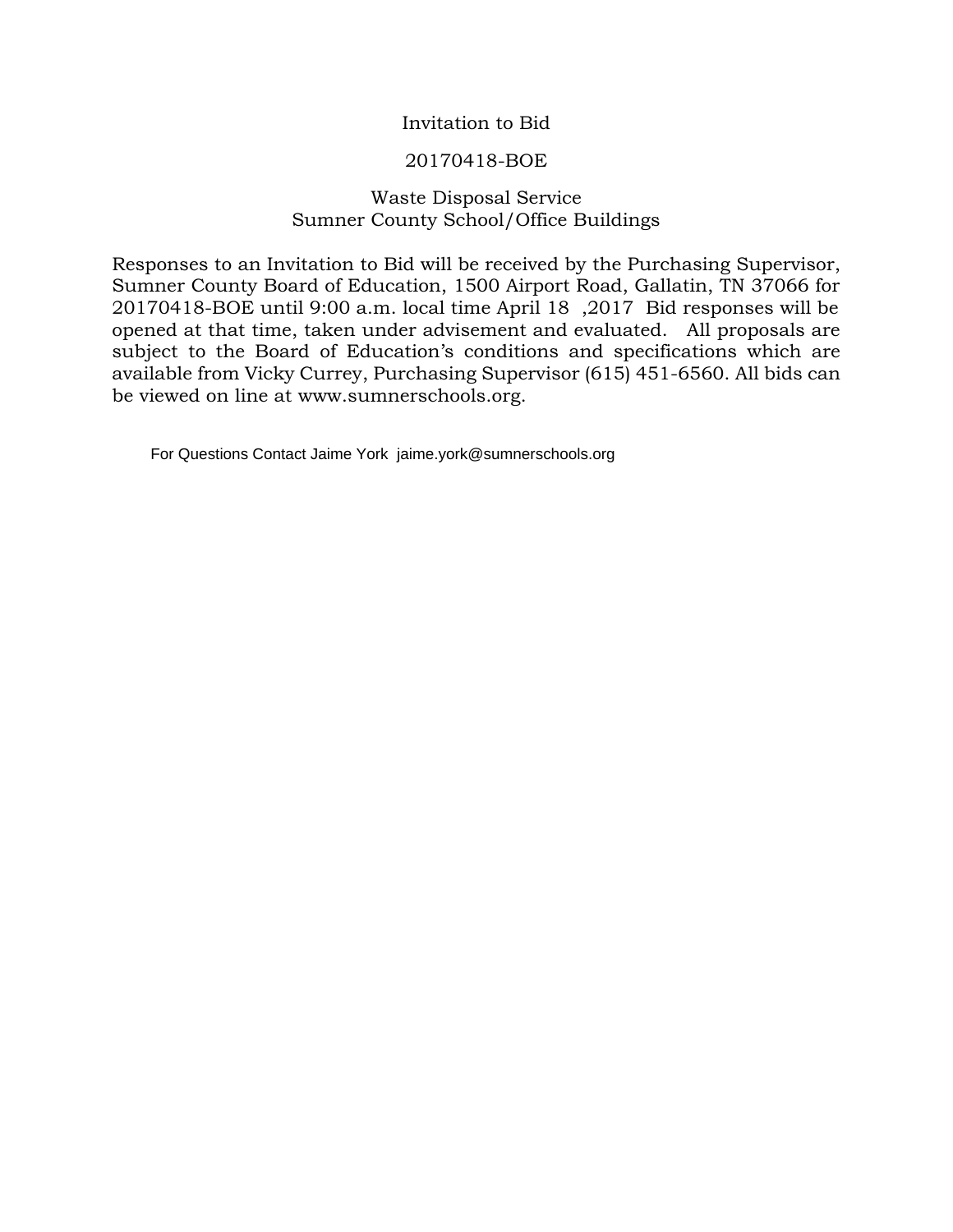# Invitation to Bid

## 20170418-BOE

## Waste Disposal Service
## Sumner County School/Office Buildings

Responses to an Invitation to Bid will be received by the Purchasing Supervisor, Sumner County Board of Education, 1500 Airport Road, Gallatin, TN 37066 for 20170418-BOE until 9:00 a.m. local time April 18 ,2017 Bid responses will be opened at that time, taken under advisement and evaluated. All proposals are subject to the Board of Education's conditions and specifications which are available from Vicky Currey, Purchasing Supervisor (615) 451-6560. All bids can be viewed on line at www.sumnerschools.org.

For Questions Contact Jaime York jaime.york@sumnerschools.org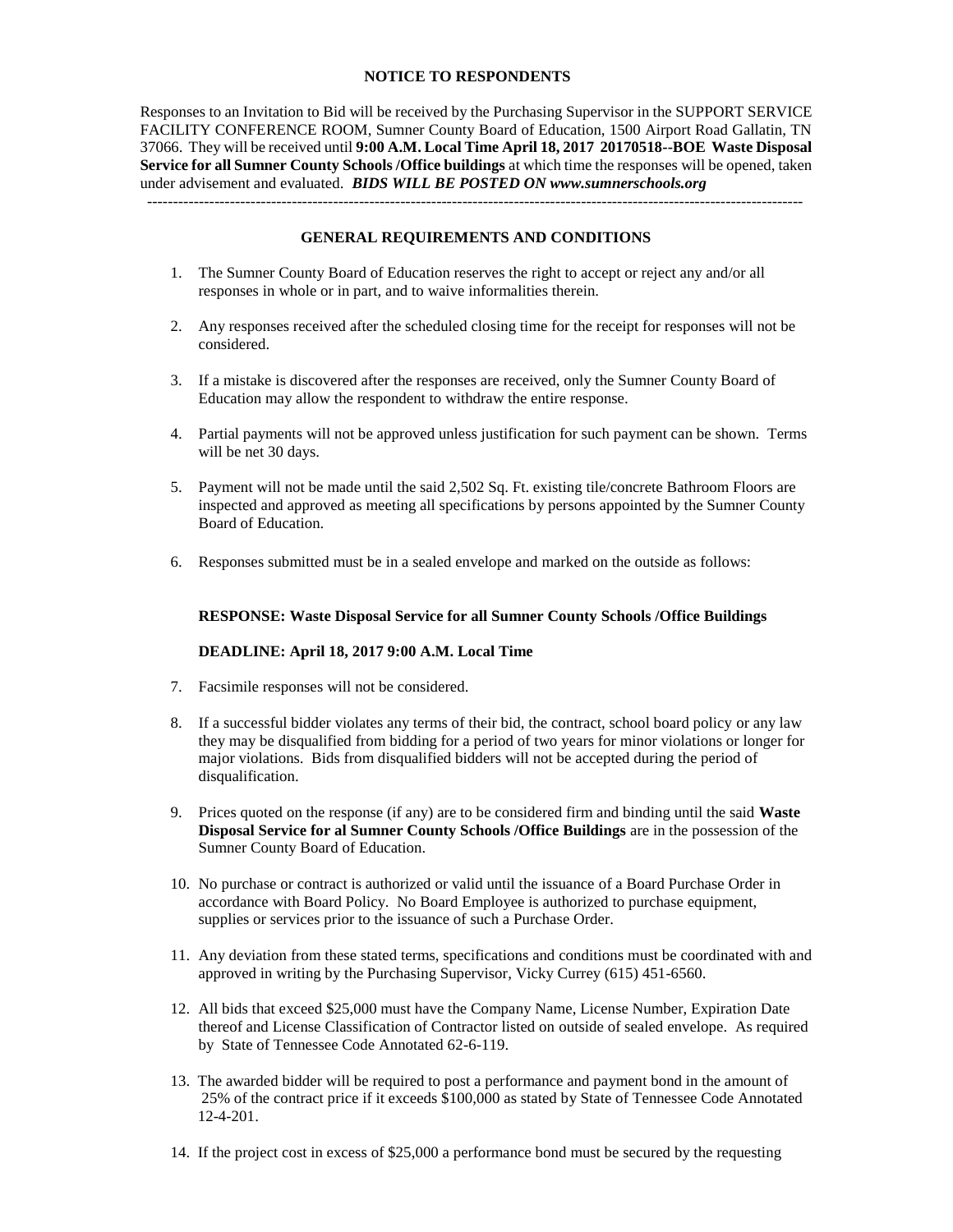**NOTICE TO RESPONDENTS**

Responses to an Invitation to Bid will be received by the Purchasing Supervisor in the SUPPORT SERVICE FACILITY CONFERENCE ROOM, Sumner County Board of Education, 1500 Airport Road Gallatin, TN 37066. They will be received until **9:00 A.M. Local Time April 18, 2017 20170518--BOE Waste Disposal Service for all Sumner County Schools /Office buildings** at which time the responses will be opened, taken under advisement and evaluated. ***BIDS WILL BE POSTED ON www.sumnerschools.org***

---

**GENERAL REQUIREMENTS AND CONDITIONS**

1. The Sumner County Board of Education reserves the right to accept or reject any and/or all responses in whole or in part, and to waive informalities therein.

2. Any responses received after the scheduled closing time for the receipt for responses will not be considered.

3. If a mistake is discovered after the responses are received, only the Sumner County Board of Education may allow the respondent to withdraw the entire response.

4. Partial payments will not be approved unless justification for such payment can be shown. Terms will be net 30 days.

5. Payment will not be made until the said 2,502 Sq. Ft. existing tile/concrete Bathroom Floors are inspected and approved as meeting all specifications by persons appointed by the Sumner County Board of Education.

6. Responses submitted must be in a sealed envelope and marked on the outside as follows:

   **RESPONSE: Waste Disposal Service for all Sumner County Schools /Office Buildings**

   **DEADLINE: April 18, 2017 9:00 A.M. Local Time**

7. Facsimile responses will not be considered.

8. If a successful bidder violates any terms of their bid, the contract, school board policy or any law they may be disqualified from bidding for a period of two years for minor violations or longer for major violations. Bids from disqualified bidders will not be accepted during the period of disqualification.

9. Prices quoted on the response (if any) are to be considered firm and binding until the said **Waste Disposal Service for al Sumner County Schools /Office Buildings** are in the possession of the Sumner County Board of Education.

10. No purchase or contract is authorized or valid until the issuance of a Board Purchase Order in accordance with Board Policy. No Board Employee is authorized to purchase equipment, supplies or services prior to the issuance of such a Purchase Order.

11. Any deviation from these stated terms, specifications and conditions must be coordinated with and approved in writing by the Purchasing Supervisor, Vicky Currey (615) 451-6560.

12. All bids that exceed $25,000 must have the Company Name, License Number, Expiration Date thereof and License Classification of Contractor listed on outside of sealed envelope. As required by State of Tennessee Code Annotated 62-6-119.

13. The awarded bidder will be required to post a performance and payment bond in the amount of 25% of the contract price if it exceeds $100,000 as stated by State of Tennessee Code Annotated 12-4-201.

14. If the project cost in excess of $25,000 a performance bond must be secured by the requesting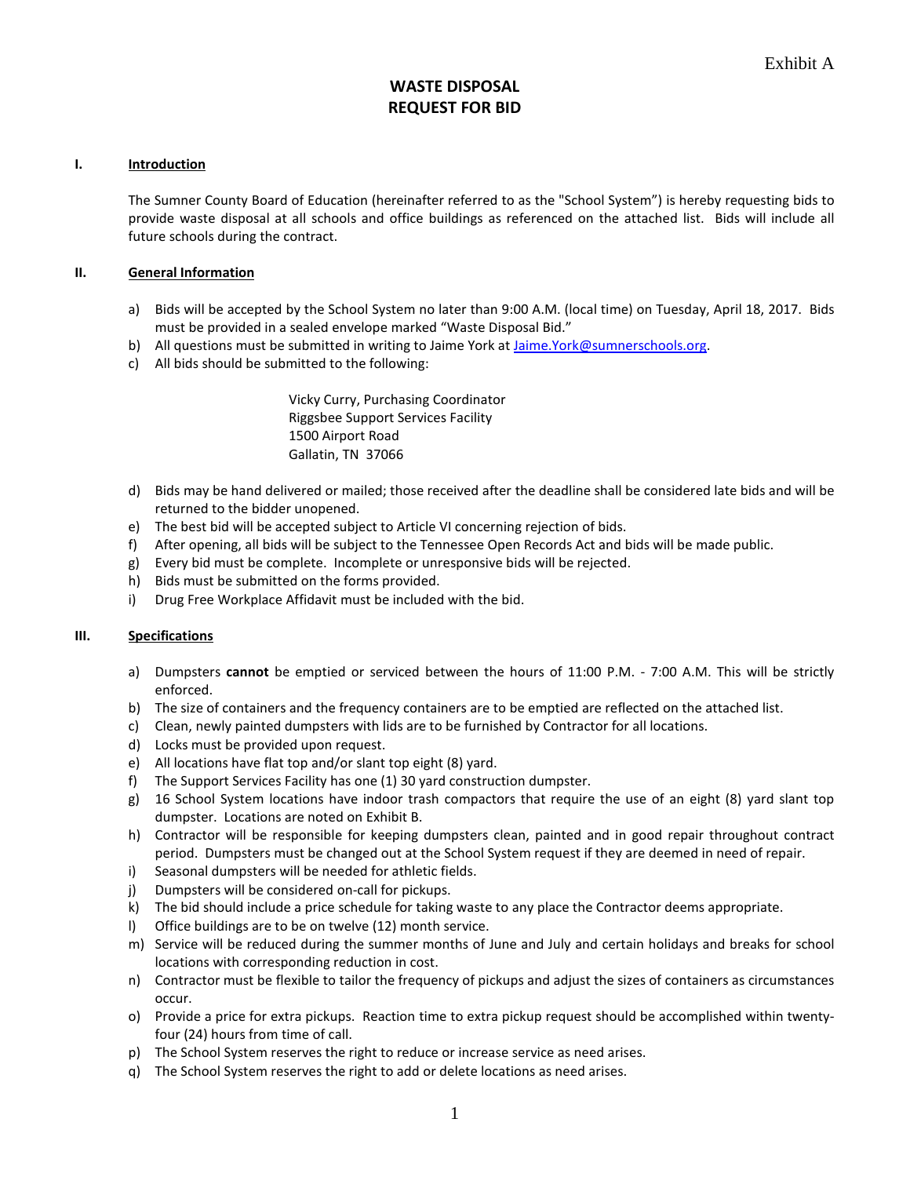Exhibit A

# WASTE DISPOSAL
# REQUEST FOR BID

## I. Introduction

The Sumner County Board of Education (hereinafter referred to as the "School System") is hereby requesting bids to provide waste disposal at all schools and office buildings as referenced on the attached list. Bids will include all future schools during the contract.

## II. General Information

a) Bids will be accepted by the School System no later than 9:00 A.M. (local time) on Tuesday, April 18, 2017. Bids must be provided in a sealed envelope marked "Waste Disposal Bid."
b) All questions must be submitted in writing to Jaime York at Jaime.York@sumnerschools.org.
c) All bids should be submitted to the following:

   Vicky Curry, Purchasing Coordinator
   Riggsbee Support Services Facility
   1500 Airport Road
   Gallatin, TN 37066

d) Bids may be hand delivered or mailed; those received after the deadline shall be considered late bids and will be returned to the bidder unopened.
e) The best bid will be accepted subject to Article VI concerning rejection of bids.
f) After opening, all bids will be subject to the Tennessee Open Records Act and bids will be made public.
g) Every bid must be complete. Incomplete or unresponsive bids will be rejected.
h) Bids must be submitted on the forms provided.
i) Drug Free Workplace Affidavit must be included with the bid.

## III. Specifications

a) Dumpsters **cannot** be emptied or serviced between the hours of 11:00 P.M. - 7:00 A.M. This will be strictly enforced.
b) The size of containers and the frequency containers are to be emptied are reflected on the attached list.
c) Clean, newly painted dumpsters with lids are to be furnished by Contractor for all locations.
d) Locks must be provided upon request.
e) All locations have flat top and/or slant top eight (8) yard.
f) The Support Services Facility has one (1) 30 yard construction dumpster.
g) 16 School System locations have indoor trash compactors that require the use of an eight (8) yard slant top dumpster. Locations are noted on Exhibit B.
h) Contractor will be responsible for keeping dumpsters clean, painted and in good repair throughout contract period. Dumpsters must be changed out at the School System request if they are deemed in need of repair.
i) Seasonal dumpsters will be needed for athletic fields.
j) Dumpsters will be considered on-call for pickups.
k) The bid should include a price schedule for taking waste to any place the Contractor deems appropriate.
l) Office buildings are to be on twelve (12) month service.
m) Service will be reduced during the summer months of June and July and certain holidays and breaks for school locations with corresponding reduction in cost.
n) Contractor must be flexible to tailor the frequency of pickups and adjust the sizes of containers as circumstances occur.
o) Provide a price for extra pickups. Reaction time to extra pickup request should be accomplished within twenty-four (24) hours from time of call.
p) The School System reserves the right to reduce or increase service as need arises.
q) The School System reserves the right to add or delete locations as need arises.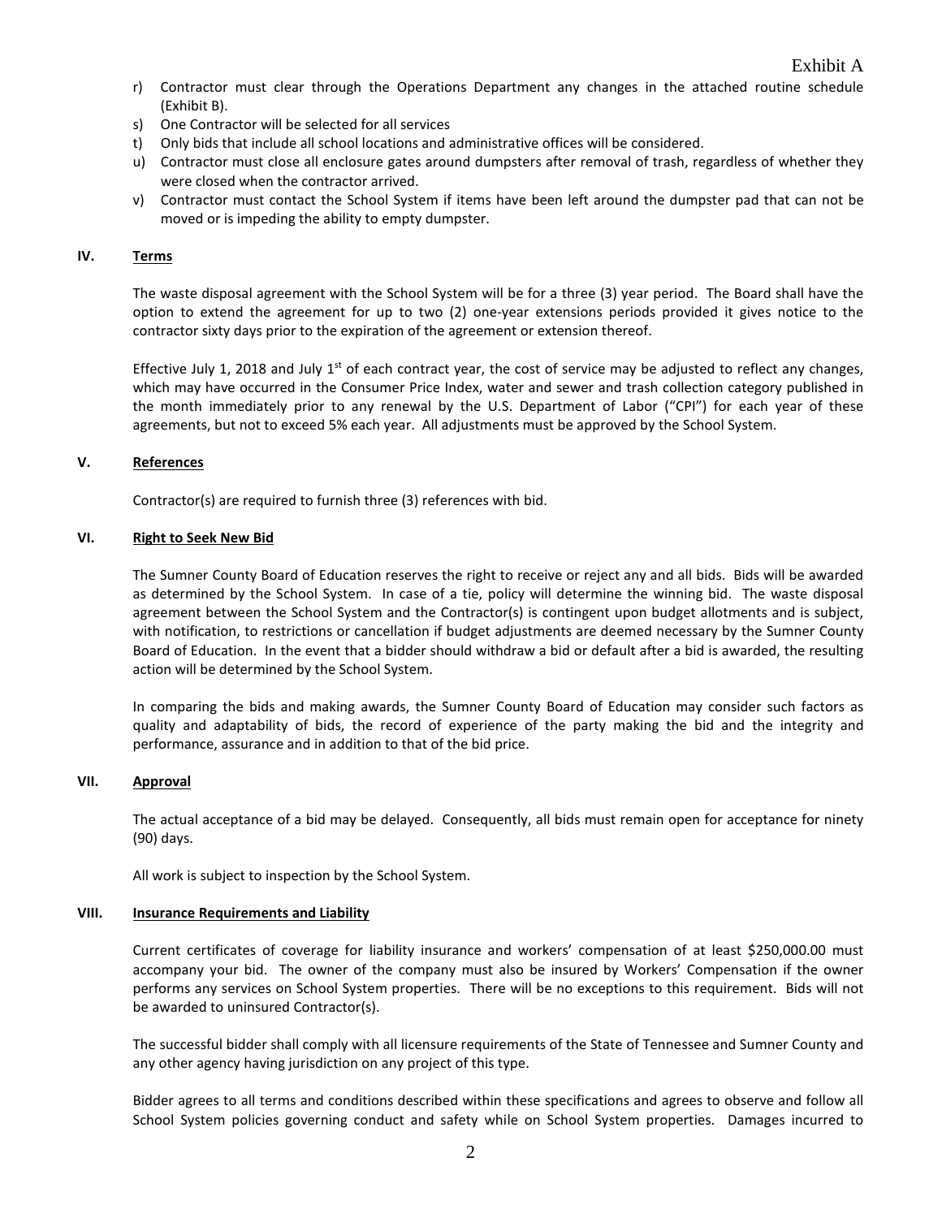Exhibit A

r) Contractor must clear through the Operations Department any changes in the attached routine schedule (Exhibit B).
s) One Contractor will be selected for all services
t) Only bids that include all school locations and administrative offices will be considered.
u) Contractor must close all enclosure gates around dumpsters after removal of trash, regardless of whether they were closed when the contractor arrived.
v) Contractor must contact the School System if items have been left around the dumpster pad that can not be moved or is impeding the ability to empty dumpster.

## IV. Terms

The waste disposal agreement with the School System will be for a three (3) year period. The Board shall have the option to extend the agreement for up to two (2) one-year extensions periods provided it gives notice to the contractor sixty days prior to the expiration of the agreement or extension thereof.

Effective July 1, 2018 and July 1st of each contract year, the cost of service may be adjusted to reflect any changes, which may have occurred in the Consumer Price Index, water and sewer and trash collection category published in the month immediately prior to any renewal by the U.S. Department of Labor ("CPI") for each year of these agreements, but not to exceed 5% each year. All adjustments must be approved by the School System.

## V. References

Contractor(s) are required to furnish three (3) references with bid.

## VI. Right to Seek New Bid

The Sumner County Board of Education reserves the right to receive or reject any and all bids. Bids will be awarded as determined by the School System. In case of a tie, policy will determine the winning bid. The waste disposal agreement between the School System and the Contractor(s) is contingent upon budget allotments and is subject, with notification, to restrictions or cancellation if budget adjustments are deemed necessary by the Sumner County Board of Education. In the event that a bidder should withdraw a bid or default after a bid is awarded, the resulting action will be determined by the School System.

In comparing the bids and making awards, the Sumner County Board of Education may consider such factors as quality and adaptability of bids, the record of experience of the party making the bid and the integrity and performance, assurance and in addition to that of the bid price.

## VII. Approval

The actual acceptance of a bid may be delayed. Consequently, all bids must remain open for acceptance for ninety (90) days.

All work is subject to inspection by the School System.

## VIII. Insurance Requirements and Liability

Current certificates of coverage for liability insurance and workers' compensation of at least $250,000.00 must accompany your bid. The owner of the company must also be insured by Workers' Compensation if the owner performs any services on School System properties. There will be no exceptions to this requirement. Bids will not be awarded to uninsured Contractor(s).

The successful bidder shall comply with all licensure requirements of the State of Tennessee and Sumner County and any other agency having jurisdiction on any project of this type.

Bidder agrees to all terms and conditions described within these specifications and agrees to observe and follow all School System policies governing conduct and safety while on School System properties. Damages incurred to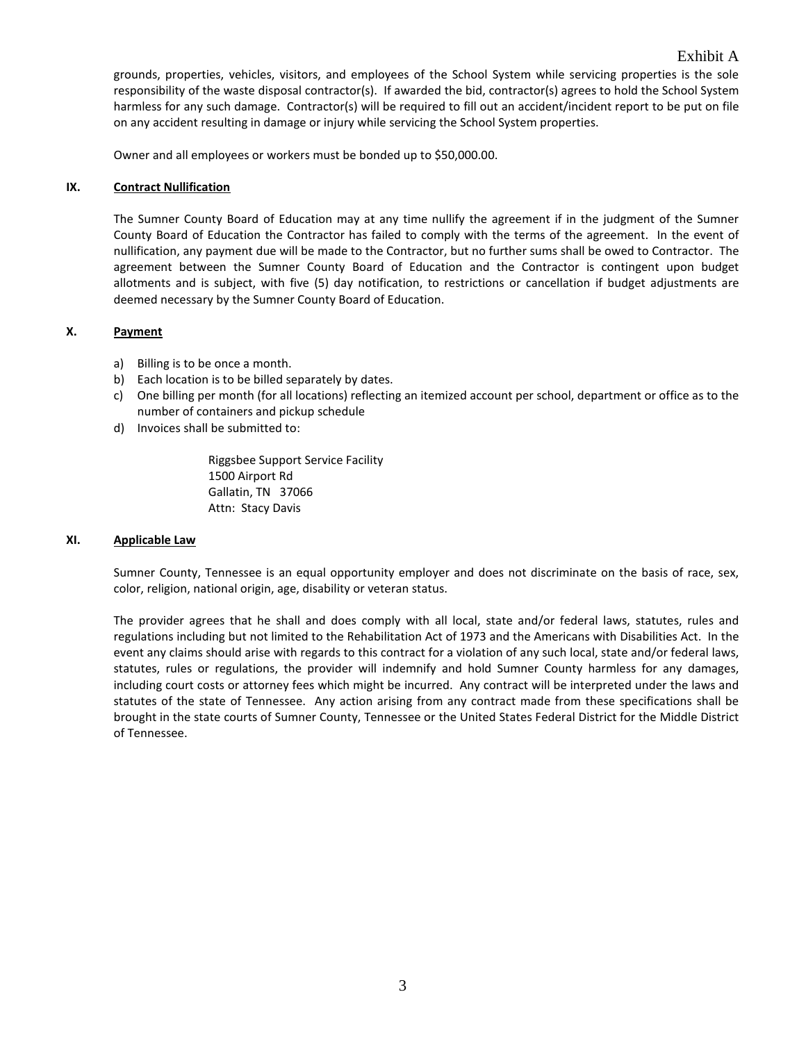grounds, properties, vehicles, visitors, and employees of the School System while servicing properties is the sole responsibility of the waste disposal contractor(s). If awarded the bid, contractor(s) agrees to hold the School System harmless for any such damage. Contractor(s) will be required to fill out an accident/incident report to be put on file on any accident resulting in damage or injury while servicing the School System properties.

Owner and all employees or workers must be bonded up to $50,000.00.

### IX. <u>Contract Nullification</u>

The Sumner County Board of Education may at any time nullify the agreement if in the judgment of the Sumner County Board of Education the Contractor has failed to comply with the terms of the agreement. In the event of nullification, any payment due will be made to the Contractor, but no further sums shall be owed to Contractor. The agreement between the Sumner County Board of Education and the Contractor is contingent upon budget allotments and is subject, with five (5) day notification, to restrictions or cancellation if budget adjustments are deemed necessary by the Sumner County Board of Education.

### X. <u>Payment</u>

a) Billing is to be once a month.
b) Each location is to be billed separately by dates.
c) One billing per month (for all locations) reflecting an itemized account per school, department or office as to the number of containers and pickup schedule
d) Invoices shall be submitted to:

   Riggsbee Support Service Facility
   1500 Airport Rd
   Gallatin, TN 37066
   Attn: Stacy Davis

### XI. <u>Applicable Law</u>

Sumner County, Tennessee is an equal opportunity employer and does not discriminate on the basis of race, sex, color, religion, national origin, age, disability or veteran status.

The provider agrees that he shall and does comply with all local, state and/or federal laws, statutes, rules and regulations including but not limited to the Rehabilitation Act of 1973 and the Americans with Disabilities Act. In the event any claims should arise with regards to this contract for a violation of any such local, state and/or federal laws, statutes, rules or regulations, the provider will indemnify and hold Sumner County harmless for any damages, including court costs or attorney fees which might be incurred. Any contract will be interpreted under the laws and statutes of the state of Tennessee. Any action arising from any contract made from these specifications shall be brought in the state courts of Sumner County, Tennessee or the United States Federal District for the Middle District of Tennessee.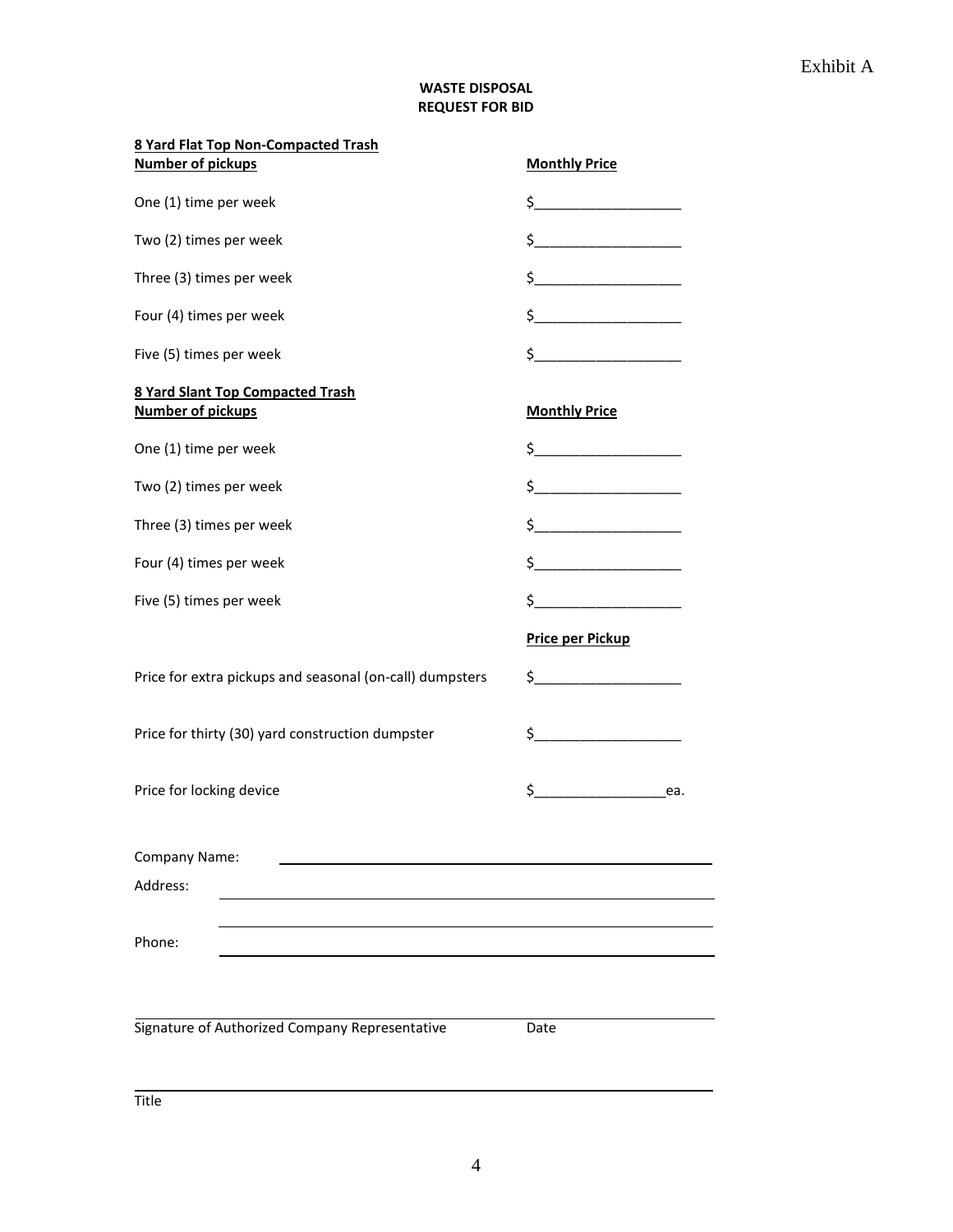Exhibit A

**WASTE DISPOSAL**
**REQUEST FOR BID**

| **8 Yard Flat Top Non-Compacted Trash** **Number of pickups** | **Monthly Price** |
| --- | --- |
| One (1) time per week | $___________________ |
| Two (2) times per week | $___________________ |
| Three (3) times per week | $___________________ |
| Four (4) times per week | $___________________ |
| Five (5) times per week | $___________________ |

| **8 Yard Slant Top Compacted Trash** **Number of pickups** | **Monthly Price** |
| --- | --- |
| One (1) time per week | $___________________ |
| Two (2) times per week | $___________________ |
| Three (3) times per week | $___________________ |
| Four (4) times per week | $___________________ |
| Five (5) times per week | $___________________ |

| | **Price per Pickup** |
| --- | --- |
| Price for extra pickups and seasonal (on-call) dumpsters | $___________________ |
| Price for thirty (30) yard construction dumpster | $___________________ |
| Price for locking device | $_________________ea. |

Company Name: ______________________________________________

Address: ______________________________________________

______________________________________________

Phone: ______________________________________________

______________________________________________

Signature of Authorized Company Representative Date

______________________________________________

Title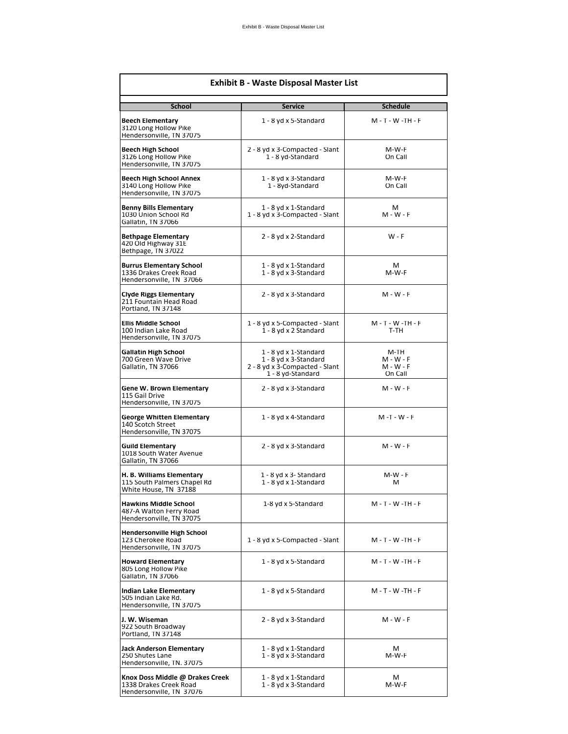## Exhibit B - Waste Disposal Master List

| School | Service | Schedule |
|---|---|---|
| **Beech Elementary**<br>3120 Long Hollow Pike<br>Hendersonville, TN 37075 | 1 - 8 yd x 5-Standard | M - T - W -TH - F |
| **Beech High School**<br>3126 Long Hollow Pike<br>Hendersonville, TN 37075 | 2 - 8 yd x 3-Compacted - Slant<br>1 - 8 yd-Standard | M-W-F<br>On Call |
| **Beech High School Annex**<br>3140 Long Hollow Pike<br>Hendersonville, TN 37075 | 1 - 8 yd x 3-Standard<br>1 - 8yd-Standard | M-W-F<br>On Call |
| **Benny Bills Elementary**<br>1030 Union School Rd<br>Gallatin, TN 37066 | 1 - 8 yd x 1-Standard<br>1 - 8 yd x 3-Compacted - Slant | M<br>M - W - F |
| **Bethpage Elementary**<br>420 Old Highway 31E<br>Bethpage, TN 37022 | 2 - 8 yd x 2-Standard | W - F |
| **Burrus Elementary School**<br>1336 Drakes Creek Road<br>Hendersonville, TN 37066 | 1 - 8 yd x 1-Standard<br>1 - 8 yd x 3-Standard | M<br>M-W-F |
| **Clyde Riggs Elementary**<br>211 Fountain Head Road<br>Portland, TN 37148 | 2 - 8 yd x 3-Standard | M - W - F |
| **Ellis Middle School**<br>100 Indian Lake Road<br>Hendersonville, TN 37075 | 1 - 8 yd x 5-Compacted - Slant<br>1 - 8 yd x 2 Standard | M - T - W -TH - F<br>T-TH |
| **Gallatin High School**<br>700 Green Wave Drive<br>Gallatin, TN 37066 | 1 - 8 yd x 1-Standard<br>1 - 8 yd x 3-Standard<br>2 - 8 yd x 3-Compacted - Slant<br>1 - 8 yd-Standard | M-TH<br>M - W - F<br>M - W - F<br>On Call |
| **Gene W. Brown Elementary**<br>115 Gail Drive<br>Hendersonville, TN 37075 | 2 - 8 yd x 3-Standard | M - W - F |
| **George Whitten Elementary**<br>140 Scotch Street<br>Hendersonville, TN 37075 | 1 - 8 yd x 4-Standard | M -T - W - F |
| **Guild Elementary**<br>1018 South Water Avenue<br>Gallatin, TN 37066 | 2 - 8 yd x 3-Standard | M - W - F |
| **H. B. Williams Elementary**<br>115 South Palmers Chapel Rd<br>White House, TN 37188 | 1 - 8 yd x 3- Standard<br>1 - 8 yd x 1-Standard | M-W - F<br>M |
| **Hawkins Middle School**<br>487-A Walton Ferry Road<br>Hendersonville, TN 37075 | 1-8 yd x 5-Standard | M - T - W -TH - F |
| **Hendersonville High School**<br>123 Cherokee Road<br>Hendersonville, TN 37075 | 1 - 8 yd x 5-Compacted - Slant | M - T - W -TH - F |
| **Howard Elementary**<br>805 Long Hollow Pike<br>Gallatin, TN 37066 | 1 - 8 yd x 5-Standard | M - T - W -TH - F |
| **Indian Lake Elementary**<br>505 Indian Lake Rd.<br>Hendersonville, TN 37075 | 1 - 8 yd x 5-Standard | M - T - W -TH - F |
| **J. W. Wiseman**<br>922 South Broadway<br>Portland, TN 37148 | 2 - 8 yd x 3-Standard | M - W - F |
| **Jack Anderson Elementary**<br>250 Shutes Lane<br>Hendersonville, TN. 37075 | 1 - 8 yd x 1-Standard<br>1 - 8 yd x 3-Standard | M<br>M-W-F |
| **Knox Doss Middle @ Drakes Creek**<br>1338 Drakes Creek Road<br>Hendersonville, TN 37076 | 1 - 8 yd x 1-Standard<br>1 - 8 yd x 3-Standard | M<br>M-W-F |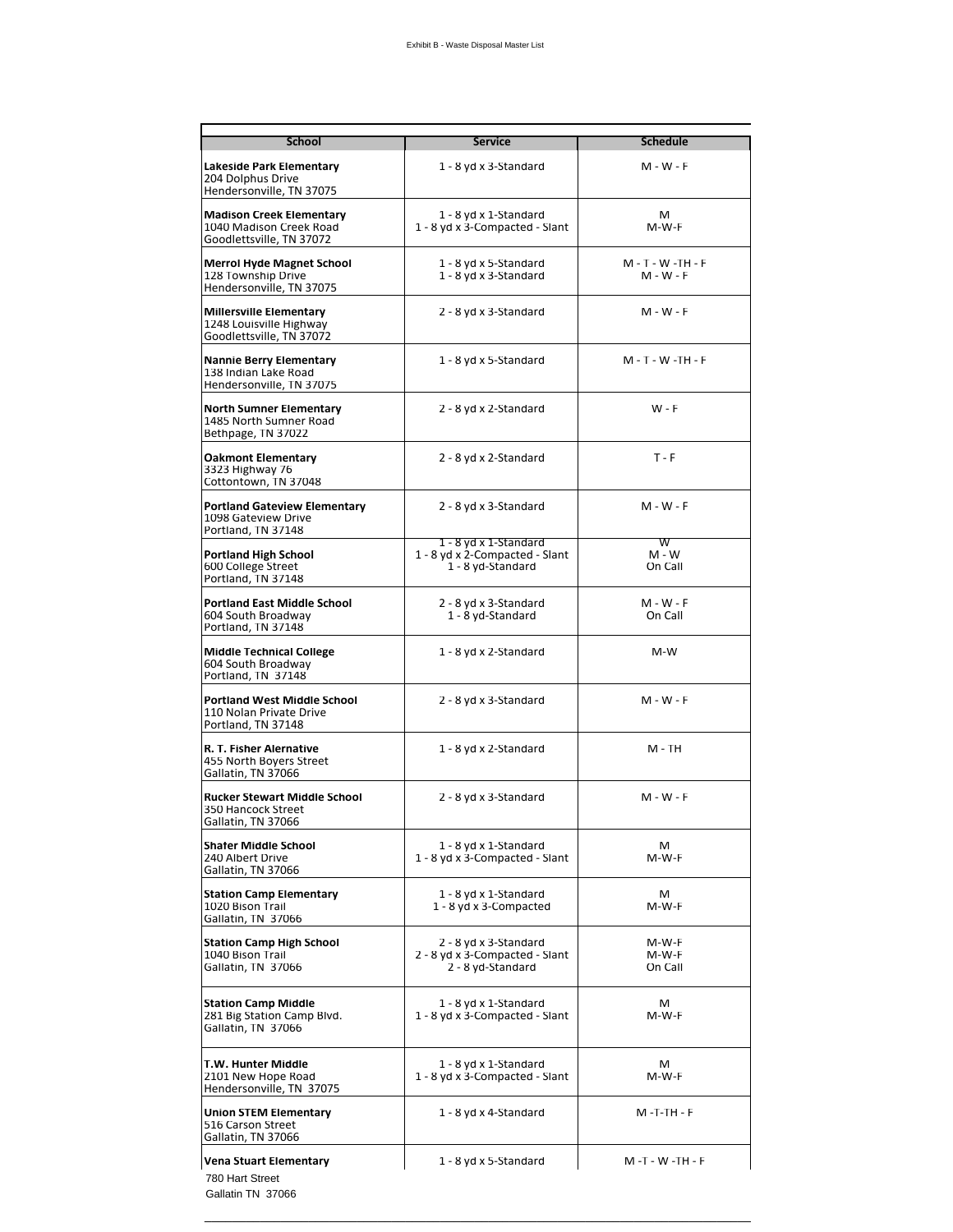Exhibit B - Waste Disposal Master List

| School | Service | Schedule |
|---|---|---|
| **Lakeside Park Elementary**<br>204 Dolphus Drive<br>Hendersonville, TN 37075 | 1 - 8 yd x 3-Standard | M - W - F |
| **Madison Creek Elementary**<br>1040 Madison Creek Road<br>Goodlettsville, TN 37072 | 1 - 8 yd x 1-Standard<br>1 - 8 yd x 3-Compacted - Slant | M<br>M-W-F |
| **Merrol Hyde Magnet School**<br>128 Township Drive<br>Hendersonville, TN 37075 | 1 - 8 yd x 5-Standard<br>1 - 8 yd x 3-Standard | M - T - W -TH - F<br>M - W - F |
| **Millersville Elementary**<br>1248 Louisville Highway<br>Goodlettsville, TN 37072 | 2 - 8 yd x 3-Standard | M - W - F |
| **Nannie Berry Elementary**<br>138 Indian Lake Road<br>Hendersonville, TN 37075 | 1 - 8 yd x 5-Standard | M - T - W -TH - F |
| **North Sumner Elementary**<br>1485 North Sumner Road<br>Bethpage, TN 37022 | 2 - 8 yd x 2-Standard | W - F |
| **Oakmont Elementary**<br>3323 Highway 76<br>Cottontown, TN 37048 | 2 - 8 yd x 2-Standard | T - F |
| **Portland Gateview Elementary**<br>1098 Gateview Drive<br>Portland, TN 37148 | 2 - 8 yd x 3-Standard | M - W - F |
| **Portland High School**<br>600 College Street<br>Portland, TN 37148 | 1 - 8 yd x 1-Standard<br>1 - 8 yd x 2-Compacted - Slant<br>1 - 8 yd-Standard | W<br>M - W<br>On Call |
| **Portland East Middle School**<br>604 South Broadway<br>Portland, TN 37148 | 2 - 8 yd x 3-Standard<br>1 - 8 yd-Standard | M - W - F<br>On Call |
| **Middle Technical College**<br>604 South Broadway<br>Portland, TN 37148 | 1 - 8 yd x 2-Standard | M-W |
| **Portland West Middle School**<br>110 Nolan Private Drive<br>Portland, TN 37148 | 2 - 8 yd x 3-Standard | M - W - F |
| **R. T. Fisher Alernative**<br>455 North Boyers Street<br>Gallatin, TN 37066 | 1 - 8 yd x 2-Standard | M - TH |
| **Rucker Stewart Middle School**<br>350 Hancock Street<br>Gallatin, TN 37066 | 2 - 8 yd x 3-Standard | M - W - F |
| **Shafer Middle School**<br>240 Albert Drive<br>Gallatin, TN 37066 | 1 - 8 yd x 1-Standard<br>1 - 8 yd x 3-Compacted - Slant | M<br>M-W-F |
| **Station Camp Elementary**<br>1020 Bison Trail<br>Gallatin, TN 37066 | 1 - 8 yd x 1-Standard<br>1 - 8 yd x 3-Compacted | M<br>M-W-F |
| **Station Camp High School**<br>1040 Bison Trail<br>Gallatin, TN 37066 | 2 - 8 yd x 3-Standard<br>2 - 8 yd x 3-Compacted - Slant<br>2 - 8 yd-Standard | M-W-F<br>M-W-F<br>On Call |
| **Station Camp Middle**<br>281 Big Station Camp Blvd.<br>Gallatin, TN 37066 | 1 - 8 yd x 1-Standard<br>1 - 8 yd x 3-Compacted - Slant | M<br>M-W-F |
| **T.W. Hunter Middle**<br>2101 New Hope Road<br>Hendersonville, TN 37075 | 1 - 8 yd x 1-Standard<br>1 - 8 yd x 3-Compacted - Slant | M<br>M-W-F |
| **Union STEM Elementary**<br>516 Carson Street<br>Gallatin, TN 37066 | 1 - 8 yd x 4-Standard | M -T-TH - F |
| **Vena Stuart Elementary**<br>780 Hart Street<br>Gallatin TN 37066 | 1 - 8 yd x 5-Standard | M -T - W -TH - F |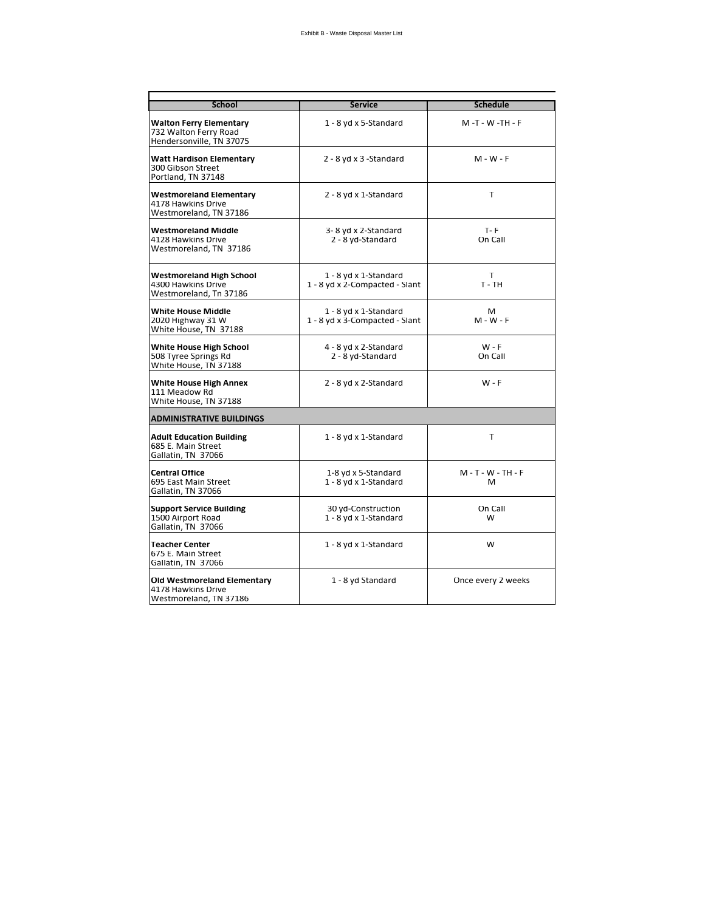| School | Service | Schedule |
|---|---|---|
| **Walton Ferry Elementary**<br>732 Walton Ferry Road<br>Hendersonville, TN 37075 | 1 - 8 yd x 5-Standard | M -T - W -TH - F |
| **Watt Hardison Elementary**<br>300 Gibson Street<br>Portland, TN 37148 | 2 - 8 yd x 3 -Standard | M - W - F |
| **Westmoreland Elementary**<br>4178 Hawkins Drive<br>Westmoreland, TN 37186 | 2 - 8 yd x 1-Standard | T |
| **Westmoreland Middle**<br>4128 Hawkins Drive<br>Westmoreland, TN 37186 | 3- 8 yd x 2-Standard<br>2 - 8 yd-Standard | T- F<br>On Call |
| **Westmoreland High School**<br>4300 Hawkins Drive<br>Westmoreland, Tn 37186 | 1 - 8 yd x 1-Standard<br>1 - 8 yd x 2-Compacted - Slant | T<br>T - TH |
| **White House Middle**<br>2020 Highway 31 W<br>White House, TN 37188 | 1 - 8 yd x 1-Standard<br>1 - 8 yd x 3-Compacted - Slant | M<br>M - W - F |
| **White House High School**<br>508 Tyree Springs Rd<br>White House, TN 37188 | 4 - 8 yd x 2-Standard<br>2 - 8 yd-Standard | W - F<br>On Call |
| **White House High Annex**<br>111 Meadow Rd<br>White House, TN 37188 | 2 - 8 yd x 2-Standard | W - F |
| **ADMINISTRATIVE BUILDINGS** | | |
| **Adult Education Building**<br>685 E. Main Street<br>Gallatin, TN 37066 | 1 - 8 yd x 1-Standard | T |
| **Central Office**<br>695 East Main Street<br>Gallatin, TN 37066 | 1-8 yd x 5-Standard<br>1 - 8 yd x 1-Standard | M - T - W - TH - F<br>M |
| **Support Service Building**<br>1500 Airport Road<br>Gallatin, TN 37066 | 30 yd-Construction<br>1 - 8 yd x 1-Standard | On Call<br>W |
| **Teacher Center**<br>675 E. Main Street<br>Gallatin, TN 37066 | 1 - 8 yd x 1-Standard | W |
| **Old Westmoreland Elementary**<br>4178 Hawkins Drive<br>Westmoreland, TN 37186 | 1 - 8 yd Standard | Once every 2 weeks |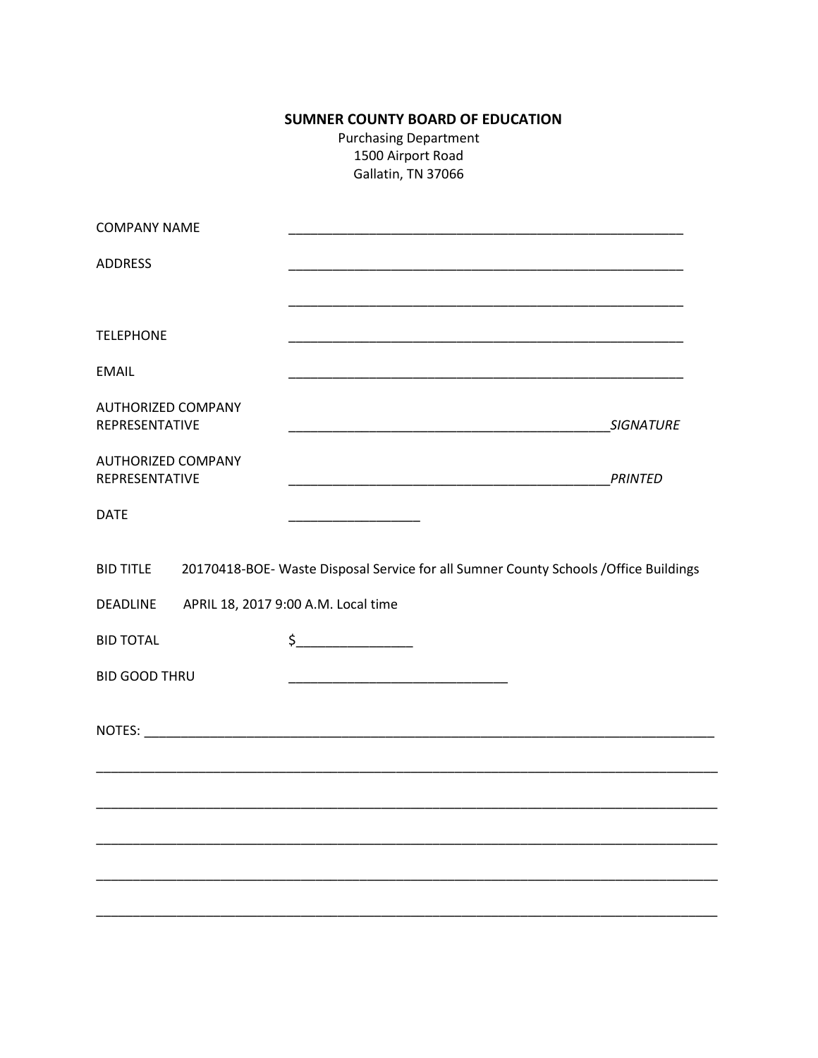**SUMNER COUNTY BOARD OF EDUCATION**

Purchasing Department
1500 Airport Road
Gallatin, TN 37066

COMPANY NAME _______________________________________________________

ADDRESS _______________________________________________________

_______________________________________________________

TELEPHONE _______________________________________________________

EMAIL _______________________________________________________

AUTHORIZED COMPANY REPRESENTATIVE _____________________________________________*SIGNATURE*

AUTHORIZED COMPANY REPRESENTATIVE _____________________________________________*PRINTED*

DATE __________________

BID TITLE 20170418-BOE- Waste Disposal Service for all Sumner County Schools /Office Buildings

DEADLINE APRIL 18, 2017 9:00 A.M. Local time

BID TOTAL $________________

BID GOOD THRU ______________________________

NOTES: ________________________________________________________________________________

________________________________________________________________________________________

________________________________________________________________________________________

________________________________________________________________________________________

________________________________________________________________________________________

________________________________________________________________________________________